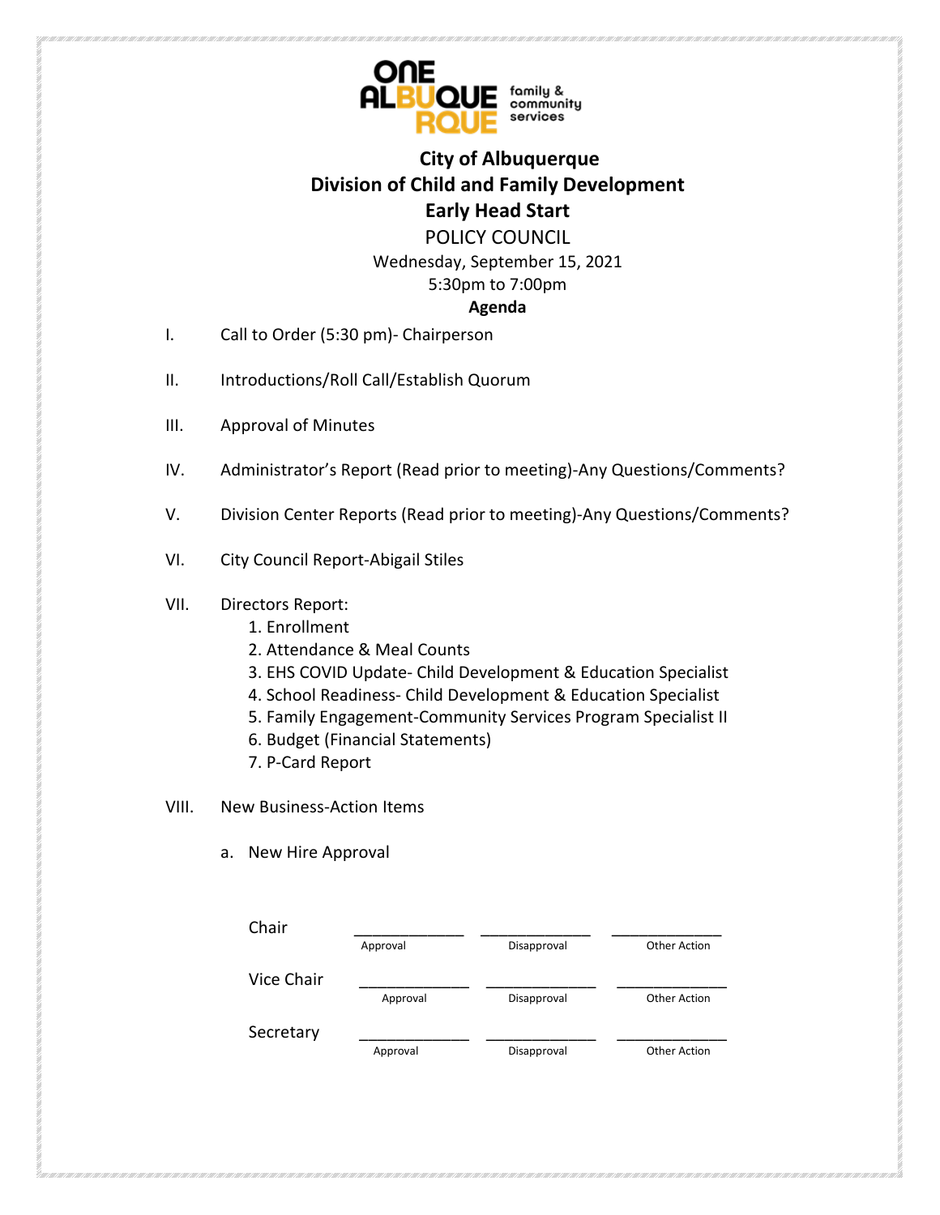ONE ALBUQUERQUE family & community services

# City of Albuquerque
# Division of Child and Family Development
# Early Head Start

POLICY COUNCIL

Wednesday, September 15, 2021

5:30pm to 7:00pm

**Agenda**

I. Call to Order (5:30 pm)- Chairperson

II. Introductions/Roll Call/Establish Quorum

III. Approval of Minutes

IV. Administrator's Report (Read prior to meeting)-Any Questions/Comments?

V. Division Center Reports (Read prior to meeting)-Any Questions/Comments?

VI. City Council Report-Abigail Stiles

VII. Directors Report:
1. Enrollment
2. Attendance & Meal Counts
3. EHS COVID Update- Child Development & Education Specialist
4. School Readiness- Child Development & Education Specialist
5. Family Engagement-Community Services Program Specialist II
6. Budget (Financial Statements)
7. P-Card Report

VIII. New Business-Action Items

a. New Hire Approval

| | | | |
|---|---|---|---|
| Chair | ____________ Approval | ____________ Disapproval | ____________ Other Action |
| Vice Chair | ____________ Approval | ____________ Disapproval | ____________ Other Action |
| Secretary | ____________ Approval | ____________ Disapproval | ____________ Other Action |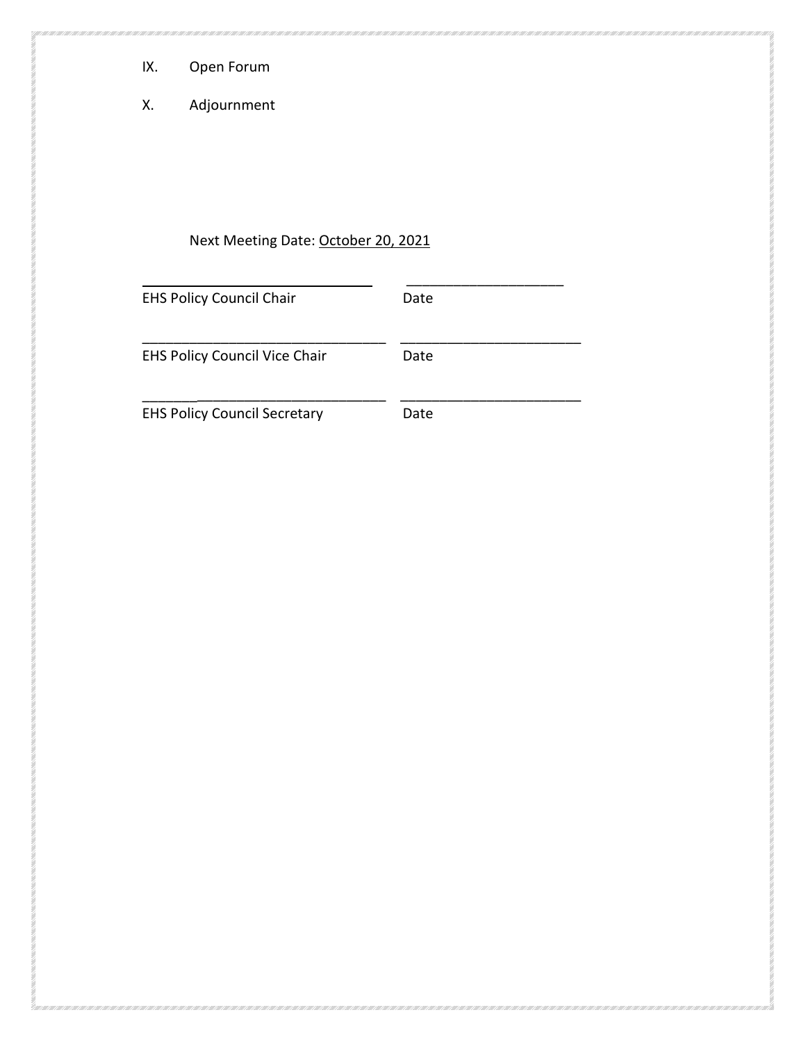IX. Open Forum

X. Adjournment

Next Meeting Date: October 20, 2021

________________________________ ____________________
EHS Policy Council Chair Date

________________________________ ____________________
EHS Policy Council Vice Chair Date

________________________________ ____________________
EHS Policy Council Secretary Date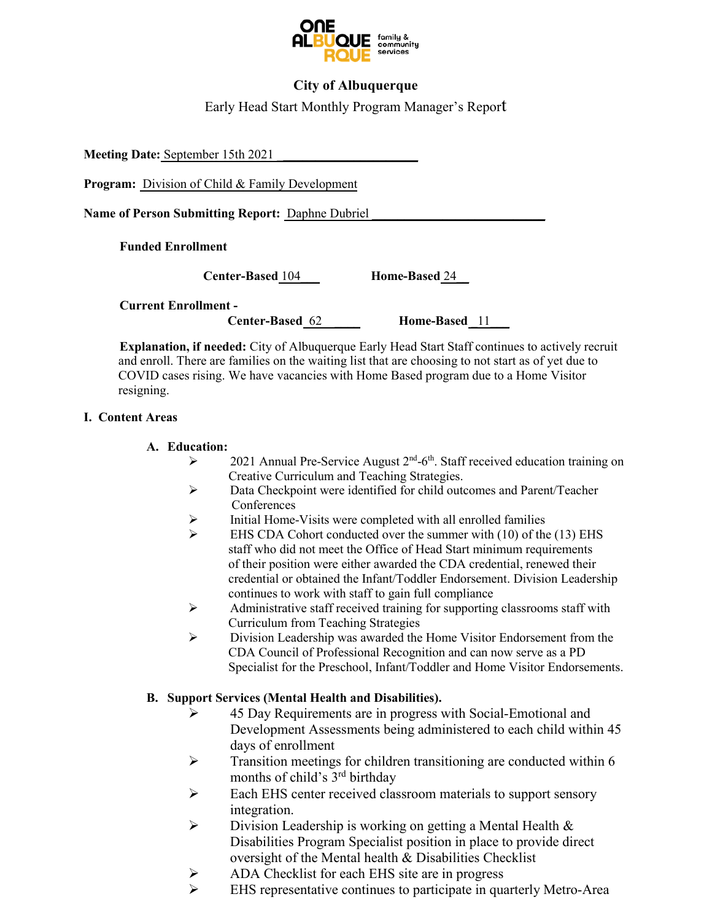# City of Albuquerque

Early Head Start Monthly Program Manager's Report

**Meeting Date:** September 15th 2021

**Program:** Division of Child & Family Development

**Name of Person Submitting Report:** Daphne Dubriel

**Funded Enrollment**

**Center-Based** 104 **Home-Based** 24

**Current Enrollment -**

**Center-Based** 62 **Home-Based** 11

**Explanation, if needed:** City of Albuquerque Early Head Start Staff continues to actively recruit and enroll. There are families on the waiting list that are choosing to not start as of yet due to COVID cases rising. We have vacancies with Home Based program due to a Home Visitor resigning.

## I. Content Areas

### A. Education:

- 2021 Annual Pre-Service August 2nd-6th. Staff received education training on Creative Curriculum and Teaching Strategies.
- Data Checkpoint were identified for child outcomes and Parent/Teacher Conferences
- Initial Home-Visits were completed with all enrolled families
- EHS CDA Cohort conducted over the summer with (10) of the (13) EHS staff who did not meet the Office of Head Start minimum requirements of their position were either awarded the CDA credential, renewed their credential or obtained the Infant/Toddler Endorsement. Division Leadership continues to work with staff to gain full compliance
- Administrative staff received training for supporting classrooms staff with Curriculum from Teaching Strategies
- Division Leadership was awarded the Home Visitor Endorsement from the CDA Council of Professional Recognition and can now serve as a PD Specialist for the Preschool, Infant/Toddler and Home Visitor Endorsements.

### B. Support Services (Mental Health and Disabilities).

- 45 Day Requirements are in progress with Social-Emotional and Development Assessments being administered to each child within 45 days of enrollment
- Transition meetings for children transitioning are conducted within 6 months of child's 3rd birthday
- Each EHS center received classroom materials to support sensory integration.
- Division Leadership is working on getting a Mental Health & Disabilities Program Specialist position in place to provide direct oversight of the Mental health & Disabilities Checklist
- ADA Checklist for each EHS site are in progress
- EHS representative continues to participate in quarterly Metro-Area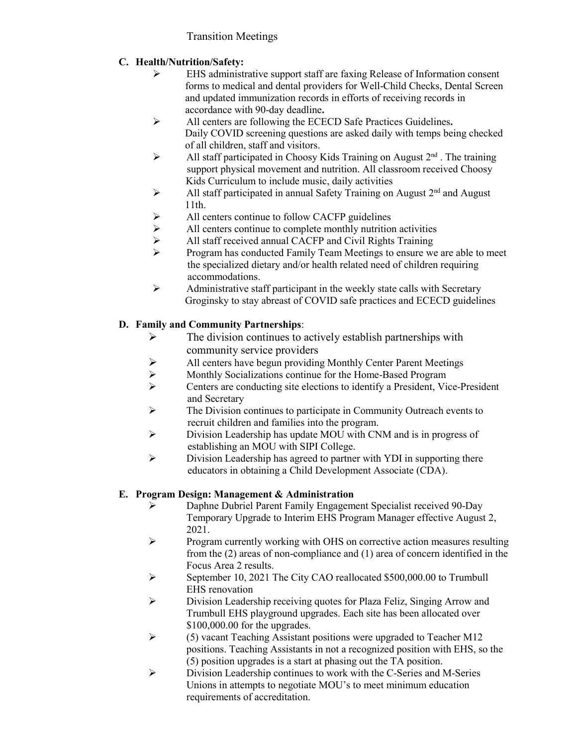Transition Meetings

**C. Health/Nutrition/Safety:**

- EHS administrative support staff are faxing Release of Information consent forms to medical and dental providers for Well-Child Checks, Dental Screen and updated immunization records in efforts of receiving records in accordance with 90-day deadline**.**
- All centers are following the ECECD Safe Practices Guidelines**.** Daily COVID screening questions are asked daily with temps being checked of all children, staff and visitors.
- All staff participated in Choosy Kids Training on August 2nd . The training support physical movement and nutrition. All classroom received Choosy Kids Curriculum to include music, daily activities
- All staff participated in annual Safety Training on August 2nd and August 11th.
- All centers continue to follow CACFP guidelines
- All centers continue to complete monthly nutrition activities
- All staff received annual CACFP and Civil Rights Training
- Program has conducted Family Team Meetings to ensure we are able to meet the specialized dietary and/or health related need of children requiring accommodations.
- Administrative staff participant in the weekly state calls with Secretary Groginsky to stay abreast of COVID safe practices and ECECD guidelines

**D. Family and Community Partnerships**:

- The division continues to actively establish partnerships with community service providers
- All centers have begun providing Monthly Center Parent Meetings
- Monthly Socializations continue for the Home-Based Program
- Centers are conducting site elections to identify a President, Vice-President and Secretary
- The Division continues to participate in Community Outreach events to recruit children and families into the program.
- Division Leadership has update MOU with CNM and is in progress of establishing an MOU with SIPI College.
- Division Leadership has agreed to partner with YDI in supporting there educators in obtaining a Child Development Associate (CDA).

**E. Program Design: Management & Administration**

- Daphne Dubriel Parent Family Engagement Specialist received 90-Day Temporary Upgrade to Interim EHS Program Manager effective August 2, 2021.
- Program currently working with OHS on corrective action measures resulting from the (2) areas of non-compliance and (1) area of concern identified in the Focus Area 2 results.
- September 10, 2021 The City CAO reallocated $500,000.00 to Trumbull EHS renovation
- Division Leadership receiving quotes for Plaza Feliz, Singing Arrow and Trumbull EHS playground upgrades. Each site has been allocated over $100,000.00 for the upgrades.
- (5) vacant Teaching Assistant positions were upgraded to Teacher M12 positions. Teaching Assistants in not a recognized position with EHS, so the (5) position upgrades is a start at phasing out the TA position.
- Division Leadership continues to work with the C-Series and M-Series Unions in attempts to negotiate MOU's to meet minimum education requirements of accreditation.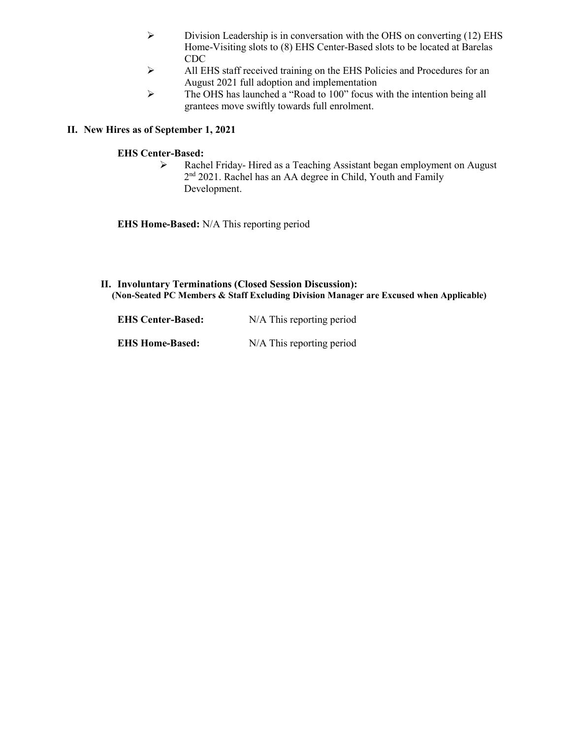- Division Leadership is in conversation with the OHS on converting (12) EHS Home-Visiting slots to (8) EHS Center-Based slots to be located at Barelas CDC
- All EHS staff received training on the EHS Policies and Procedures for an August 2021 full adoption and implementation
- The OHS has launched a "Road to 100" focus with the intention being all grantees move swiftly towards full enrolment.

## II. New Hires as of September 1, 2021

**EHS Center-Based:**

- Rachel Friday- Hired as a Teaching Assistant began employment on August 2nd 2021. Rachel has an AA degree in Child, Youth and Family Development.

**EHS Home-Based:** N/A This reporting period

## II. Involuntary Terminations (Closed Session Discussion):

**(Non-Seated PC Members & Staff Excluding Division Manager are Excused when Applicable)**

**EHS Center-Based:** N/A This reporting period

**EHS Home-Based:** N/A This reporting period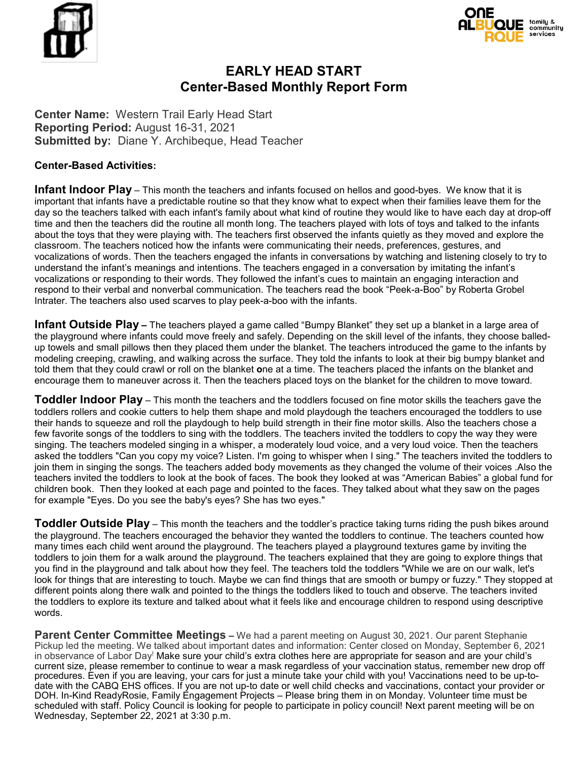# EARLY HEAD START
## Center-Based Monthly Report Form

**Center Name:** Western Trail Early Head Start
**Reporting Period:** August 16-31, 2021
**Submitted by:** Diane Y. Archibeque, Head Teacher

**Center-Based Activities:**

**Infant Indoor Play** – This month the teachers and infants focused on hellos and good-byes. We know that it is important that infants have a predictable routine so that they know what to expect when their families leave them for the day so the teachers talked with each infant's family about what kind of routine they would like to have each day at drop-off time and then the teachers did the routine all month long. The teachers played with lots of toys and talked to the infants about the toys that they were playing with. The teachers first observed the infants quietly as they moved and explore the classroom. The teachers noticed how the infants were communicating their needs, preferences, gestures, and vocalizations of words. Then the teachers engaged the infants in conversations by watching and listening closely to try to understand the infant's meanings and intentions. The teachers engaged in a conversation by imitating the infant's vocalizations or responding to their words. They followed the infant's cues to maintain an engaging interaction and respond to their verbal and nonverbal communication. The teachers read the book "Peek-a-Boo" by Roberta Grobel Intrater. The teachers also used scarves to play peek-a-boo with the infants.

**Infant Outside Play –** The teachers played a game called "Bumpy Blanket" they set up a blanket in a large area of the playground where infants could move freely and safely. Depending on the skill level of the infants, they choose balled-up towels and small pillows then they placed them under the blanket. The teachers introduced the game to the infants by modeling creeping, crawling, and walking across the surface. They told the infants to look at their big bumpy blanket and told them that they could crawl or roll on the blanket **o**ne at a time. The teachers placed the infants on the blanket and encourage them to maneuver across it. Then the teachers placed toys on the blanket for the children to move toward.

**Toddler Indoor Play** – This month the teachers and the toddlers focused on fine motor skills the teachers gave the toddlers rollers and cookie cutters to help them shape and mold playdough the teachers encouraged the toddlers to use their hands to squeeze and roll the playdough to help build strength in their fine motor skills. Also the teachers chose a few favorite songs of the toddlers to sing with the toddlers. The teachers invited the toddlers to copy the way they were singing. The teachers modeled singing in a whisper, a moderately loud voice, and a very loud voice. Then the teachers asked the toddlers "Can you copy my voice? Listen. I'm going to whisper when I sing." The teachers invited the toddlers to join them in singing the songs. The teachers added body movements as they changed the volume of their voices .Also the teachers invited the toddlers to look at the book of faces. The book they looked at was "American Babies" a global fund for children book. Then they looked at each page and pointed to the faces. They talked about what they saw on the pages for example "Eyes. Do you see the baby's eyes? She has two eyes."

**Toddler Outside Play** – This month the teachers and the toddler's practice taking turns riding the push bikes around the playground. The teachers encouraged the behavior they wanted the toddlers to continue. The teachers counted how many times each child went around the playground. The teachers played a playground textures game by inviting the toddlers to join them for a walk around the playground. The teachers explained that they are going to explore things that you find in the playground and talk about how they feel. The teachers told the toddlers "While we are on our walk, let's look for things that are interesting to touch. Maybe we can find things that are smooth or bumpy or fuzzy." They stopped at different points along there walk and pointed to the things the toddlers liked to touch and observe. The teachers invited the toddlers to explore its texture and talked about what it feels like and encourage children to respond using descriptive words.

**Parent Center Committee Meetings –** We had a parent meeting on August 30, 2021. Our parent Stephanie Pickup led the meeting. We talked about important dates and information: Center closed on Monday, September 6, 2021 in observance of Labor Day! Make sure your child's extra clothes here are appropriate for season and are your child's current size, please remember to continue to wear a mask regardless of your vaccination status, remember new drop off procedures. Even if you are leaving, your cars for just a minute take your child with you! Vaccinations need to be up-to-date with the CABQ EHS offices. If you are not up-to date or well child checks and vaccinations, contact your provider or DOH. In-Kind ReadyRosie, Family Engagement Projects – Please bring them in on Monday. Volunteer time must be scheduled with staff. Policy Council is looking for people to participate in policy council! Next parent meeting will be on Wednesday, September 22, 2021 at 3:30 p.m.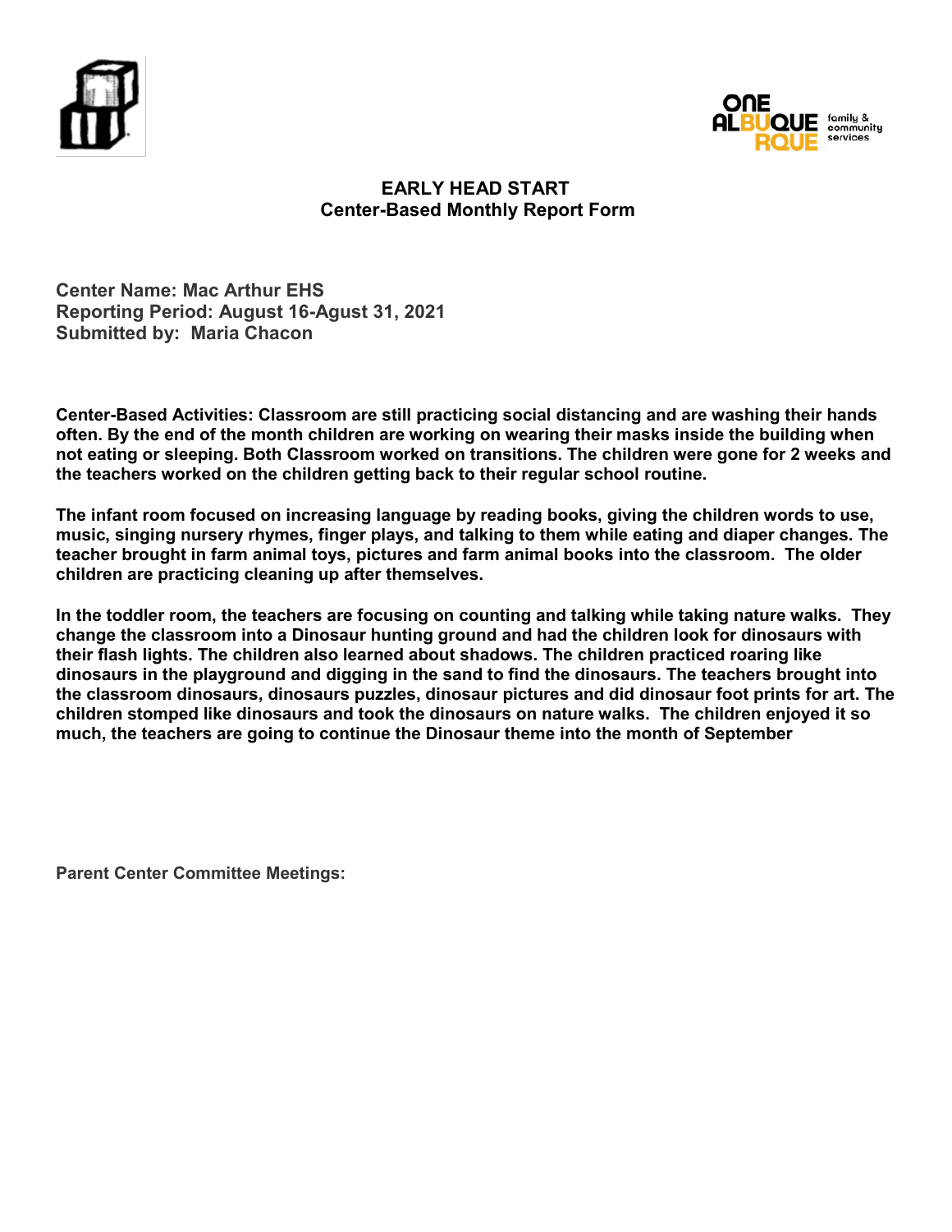# EARLY HEAD START
## Center-Based Monthly Report Form

**Center Name: Mac Arthur EHS**
**Reporting Period: August 16-Agust 31, 2021**
**Submitted by: Maria Chacon**

**Center-Based Activities: Classroom are still practicing social distancing and are washing their hands often. By the end of the month children are working on wearing their masks inside the building when not eating or sleeping. Both Classroom worked on transitions. The children were gone for 2 weeks and the teachers worked on the children getting back to their regular school routine.**

**The infant room focused on increasing language by reading books, giving the children words to use, music, singing nursery rhymes, finger plays, and talking to them while eating and diaper changes. The teacher brought in farm animal toys, pictures and farm animal books into the classroom. The older children are practicing cleaning up after themselves.**

**In the toddler room, the teachers are focusing on counting and talking while taking nature walks. They change the classroom into a Dinosaur hunting ground and had the children look for dinosaurs with their flash lights. The children also learned about shadows. The children practiced roaring like dinosaurs in the playground and digging in the sand to find the dinosaurs. The teachers brought into the classroom dinosaurs, dinosaurs puzzles, dinosaur pictures and did dinosaur foot prints for art. The children stomped like dinosaurs and took the dinosaurs on nature walks. The children enjoyed it so much, the teachers are going to continue the Dinosaur theme into the month of September**

**Parent Center Committee Meetings:**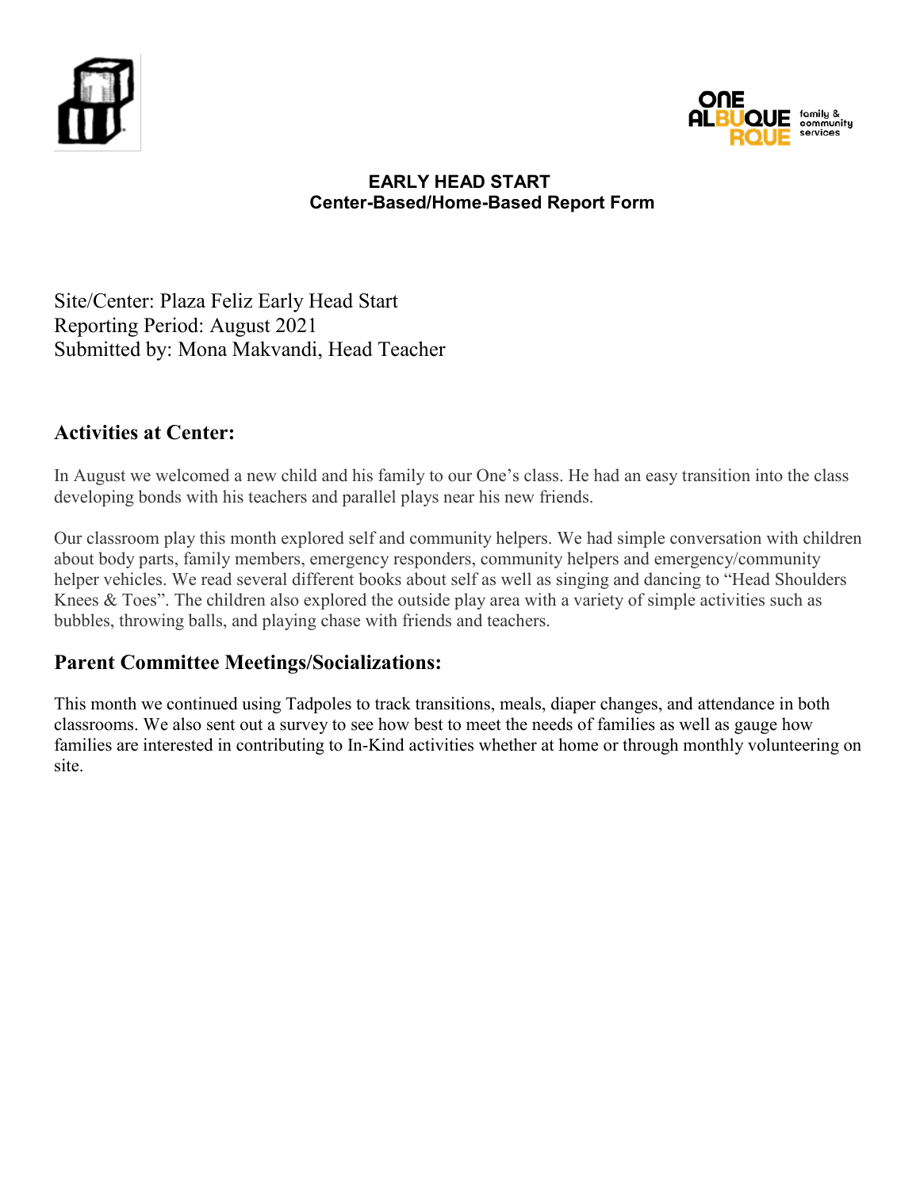**EARLY HEAD START**
**Center-Based/Home-Based Report Form**

Site/Center: Plaza Feliz Early Head Start
Reporting Period: August 2021
Submitted by: Mona Makvandi, Head Teacher

## Activities at Center:

In August we welcomed a new child and his family to our One's class. He had an easy transition into the class developing bonds with his teachers and parallel plays near his new friends.

Our classroom play this month explored self and community helpers. We had simple conversation with children about body parts, family members, emergency responders, community helpers and emergency/community helper vehicles. We read several different books about self as well as singing and dancing to "Head Shoulders Knees & Toes". The children also explored the outside play area with a variety of simple activities such as bubbles, throwing balls, and playing chase with friends and teachers.

## Parent Committee Meetings/Socializations:

This month we continued using Tadpoles to track transitions, meals, diaper changes, and attendance in both classrooms. We also sent out a survey to see how best to meet the needs of families as well as gauge how families are interested in contributing to In-Kind activities whether at home or through monthly volunteering on site.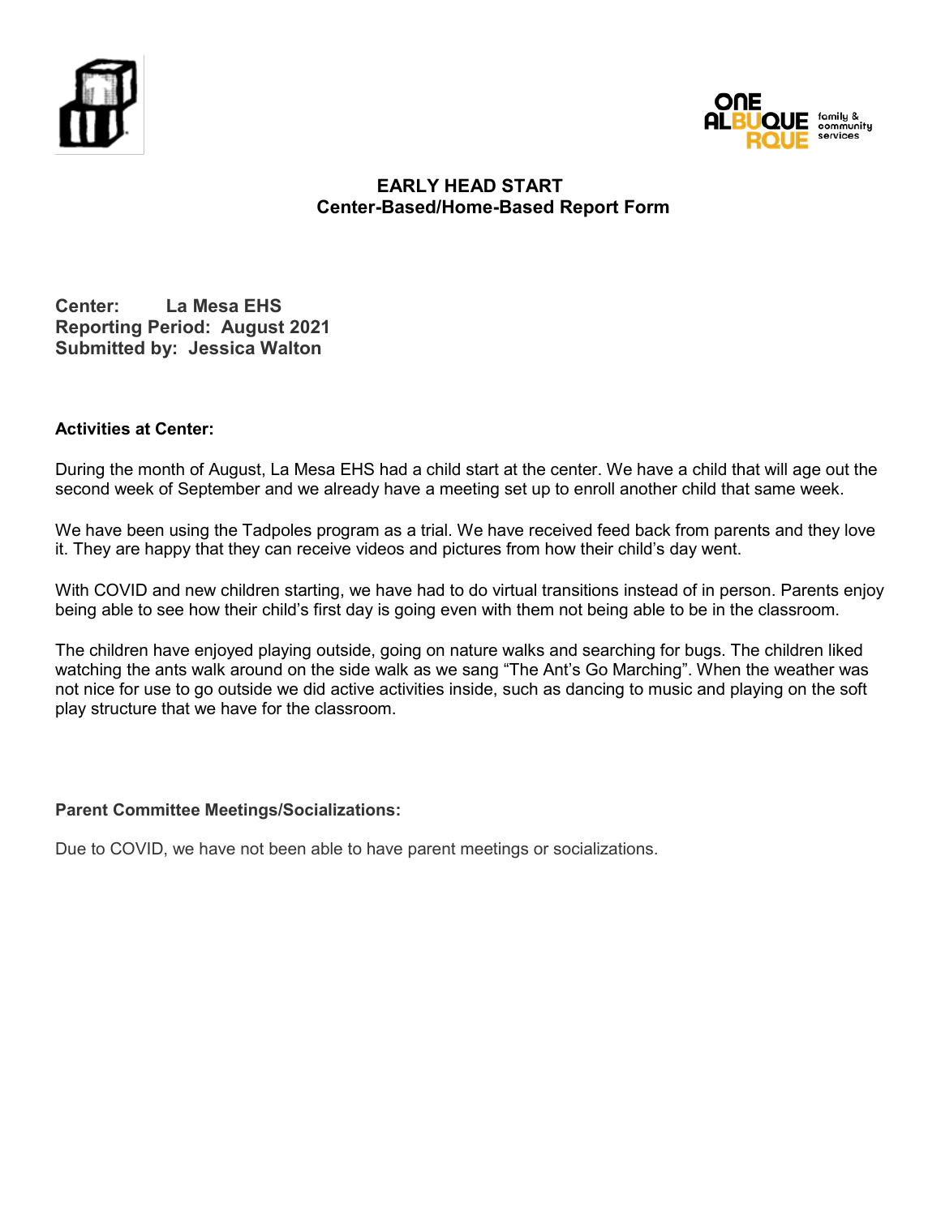## EARLY HEAD START
### Center-Based/Home-Based Report Form

**Center: La Mesa EHS**
**Reporting Period: August 2021**
**Submitted by: Jessica Walton**

**Activities at Center:**

During the month of August, La Mesa EHS had a child start at the center. We have a child that will age out the second week of September and we already have a meeting set up to enroll another child that same week.

We have been using the Tadpoles program as a trial. We have received feed back from parents and they love it. They are happy that they can receive videos and pictures from how their child's day went.

With COVID and new children starting, we have had to do virtual transitions instead of in person. Parents enjoy being able to see how their child's first day is going even with them not being able to be in the classroom.

The children have enjoyed playing outside, going on nature walks and searching for bugs. The children liked watching the ants walk around on the side walk as we sang "The Ant's Go Marching". When the weather was not nice for use to go outside we did active activities inside, such as dancing to music and playing on the soft play structure that we have for the classroom.

**Parent Committee Meetings/Socializations:**

Due to COVID, we have not been able to have parent meetings or socializations.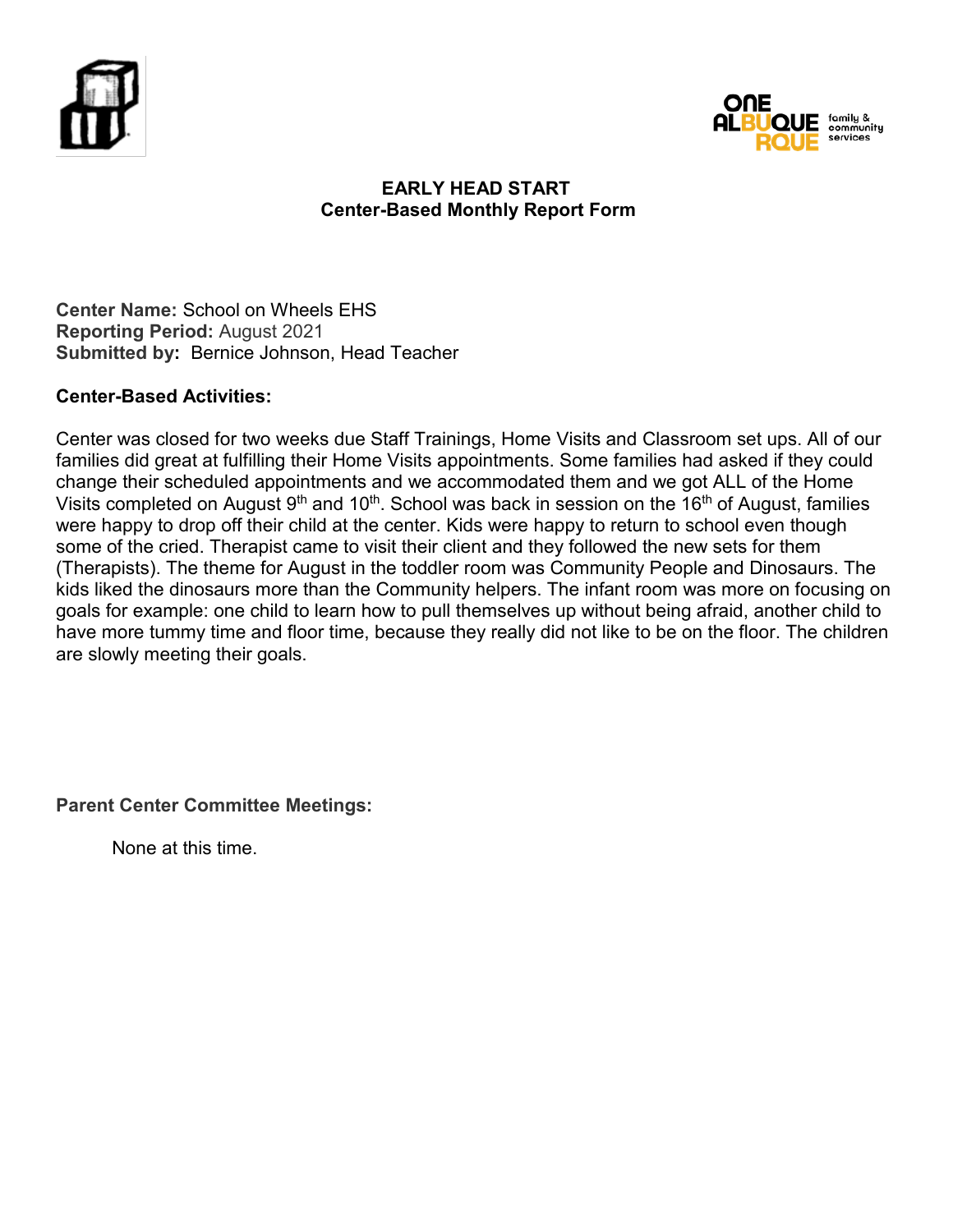**EARLY HEAD START**
**Center-Based Monthly Report Form**

**Center Name:** School on Wheels EHS
**Reporting Period:** August 2021
**Submitted by:** Bernice Johnson, Head Teacher

**Center-Based Activities:**

Center was closed for two weeks due Staff Trainings, Home Visits and Classroom set ups. All of our families did great at fulfilling their Home Visits appointments. Some families had asked if they could change their scheduled appointments and we accommodated them and we got ALL of the Home Visits completed on August 9th and 10th. School was back in session on the 16th of August, families were happy to drop off their child at the center. Kids were happy to return to school even though some of the cried. Therapist came to visit their client and they followed the new sets for them (Therapists). The theme for August in the toddler room was Community People and Dinosaurs. The kids liked the dinosaurs more than the Community helpers. The infant room was more on focusing on goals for example: one child to learn how to pull themselves up without being afraid, another child to have more tummy time and floor time, because they really did not like to be on the floor. The children are slowly meeting their goals.

**Parent Center Committee Meetings:**

None at this time.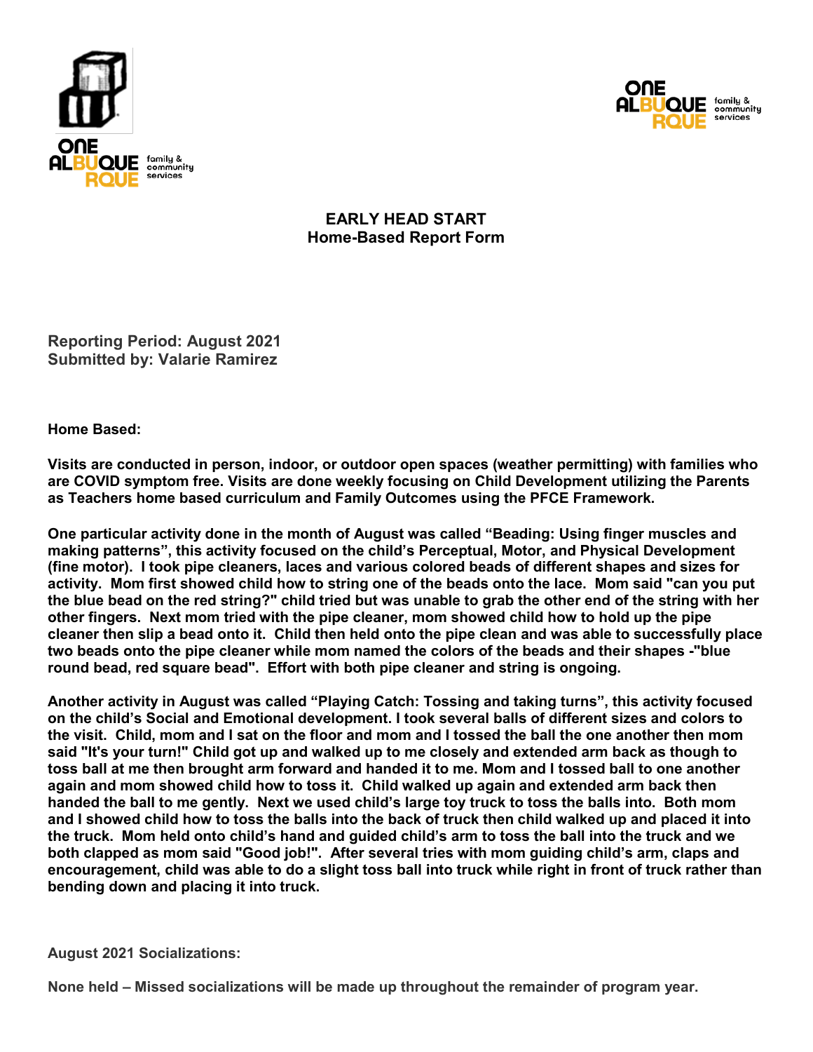## EARLY HEAD START
## Home-Based Report Form

**Reporting Period: August 2021**
**Submitted by: Valarie Ramirez**

**Home Based:**

**Visits are conducted in person, indoor, or outdoor open spaces (weather permitting) with families who are COVID symptom free. Visits are done weekly focusing on Child Development utilizing the Parents as Teachers home based curriculum and Family Outcomes using the PFCE Framework.**

**One particular activity done in the month of August was called "Beading: Using finger muscles and making patterns", this activity focused on the child's Perceptual, Motor, and Physical Development (fine motor). I took pipe cleaners, laces and various colored beads of different shapes and sizes for activity. Mom first showed child how to string one of the beads onto the lace. Mom said "can you put the blue bead on the red string?" child tried but was unable to grab the other end of the string with her other fingers. Next mom tried with the pipe cleaner, mom showed child how to hold up the pipe cleaner then slip a bead onto it. Child then held onto the pipe clean and was able to successfully place two beads onto the pipe cleaner while mom named the colors of the beads and their shapes -"blue round bead, red square bead". Effort with both pipe cleaner and string is ongoing.**

**Another activity in August was called "Playing Catch: Tossing and taking turns", this activity focused on the child's Social and Emotional development. I took several balls of different sizes and colors to the visit. Child, mom and I sat on the floor and mom and I tossed the ball the one another then mom said "It's your turn!" Child got up and walked up to me closely and extended arm back as though to toss ball at me then brought arm forward and handed it to me. Mom and I tossed ball to one another again and mom showed child how to toss it. Child walked up again and extended arm back then handed the ball to me gently. Next we used child's large toy truck to toss the balls into. Both mom and I showed child how to toss the balls into the back of truck then child walked up and placed it into the truck. Mom held onto child's hand and guided child's arm to toss the ball into the truck and we both clapped as mom said "Good job!". After several tries with mom guiding child's arm, claps and encouragement, child was able to do a slight toss ball into truck while right in front of truck rather than bending down and placing it into truck.**

**August 2021 Socializations:**

**None held – Missed socializations will be made up throughout the remainder of program year.**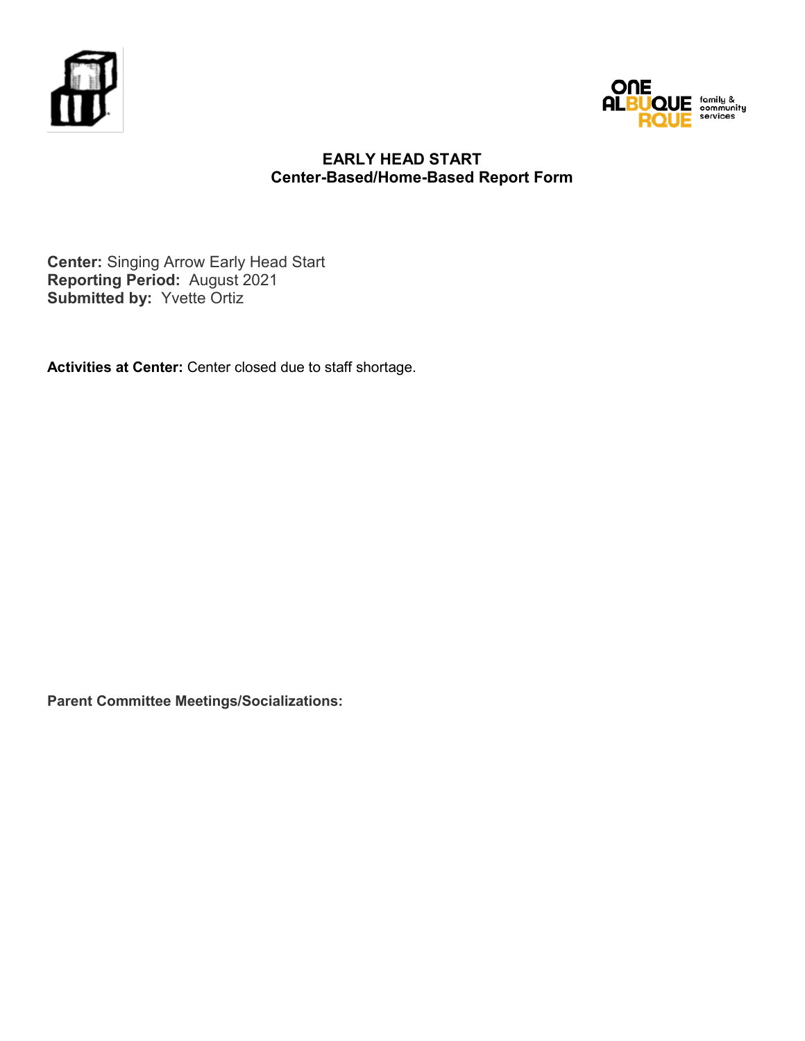# EARLY HEAD START
## Center-Based/Home-Based Report Form

**Center:** Singing Arrow Early Head Start
**Reporting Period:** August 2021
**Submitted by:** Yvette Ortiz

**Activities at Center:** Center closed due to staff shortage.

**Parent Committee Meetings/Socializations:**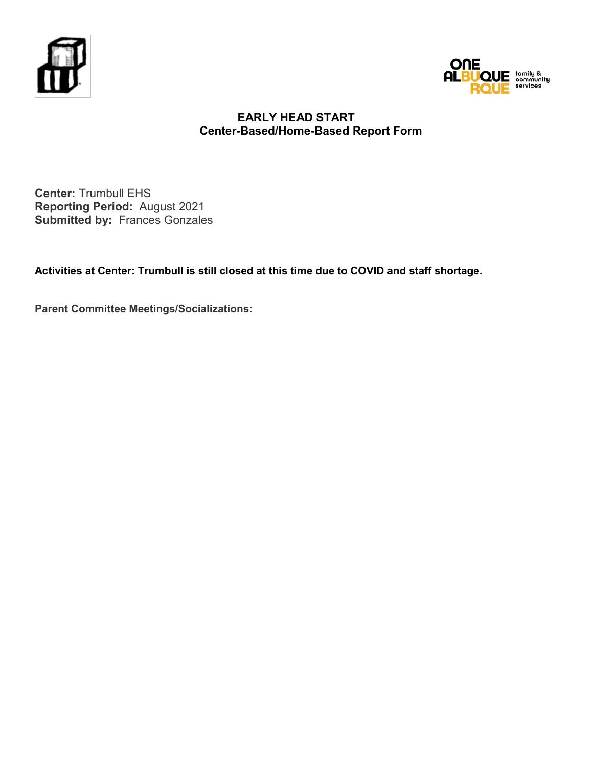# EARLY HEAD START
## Center-Based/Home-Based Report Form

**Center:** Trumbull EHS
**Reporting Period:** August 2021
**Submitted by:** Frances Gonzales

**Activities at Center: Trumbull is still closed at this time due to COVID and staff shortage.**

**Parent Committee Meetings/Socializations:**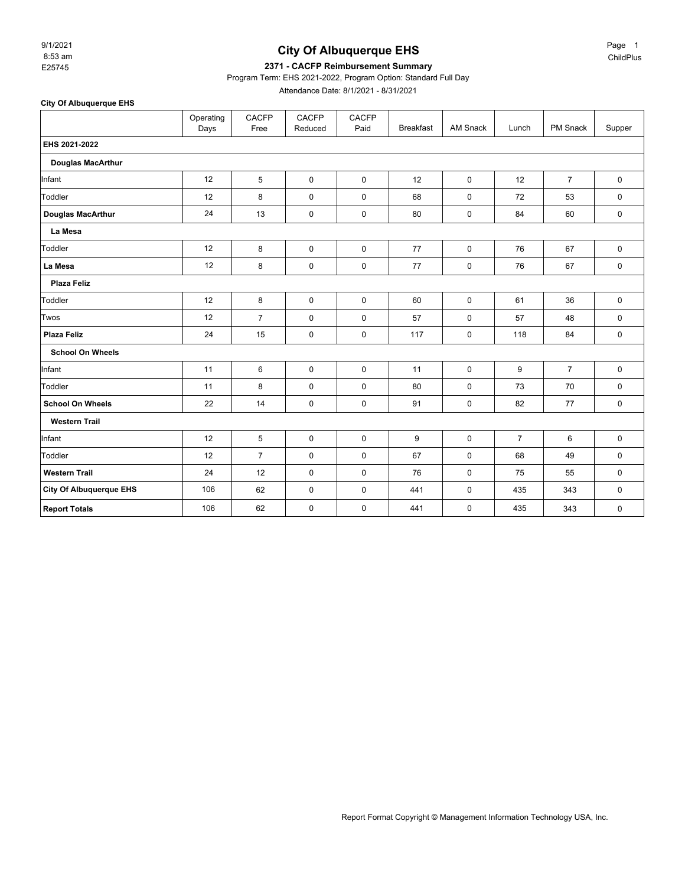# City Of Albuquerque EHS

9/1/2021
8:53 am
E25745

ChildPlus

## 2371 - CACFP Reimbursement Summary

Program Term: EHS 2021-2022, Program Option: Standard Full Day

Attendance Date: 8/1/2021 - 8/31/2021

**City Of Albuquerque EHS**

| | Operating Days | CACFP Free | CACFP Reduced | CACFP Paid | Breakfast | AM Snack | Lunch | PM Snack | Supper |
|---|---|---|---|---|---|---|---|---|---|
| **EHS 2021-2022** | | | | | | | | | |
| **Douglas MacArthur** | | | | | | | | | |
| Infant | 12 | 5 | 0 | 0 | 12 | 0 | 12 | 7 | 0 |
| Toddler | 12 | 8 | 0 | 0 | 68 | 0 | 72 | 53 | 0 |
| **Douglas MacArthur** | 24 | 13 | 0 | 0 | 80 | 0 | 84 | 60 | 0 |
| **La Mesa** | | | | | | | | | |
| Toddler | 12 | 8 | 0 | 0 | 77 | 0 | 76 | 67 | 0 |
| **La Mesa** | 12 | 8 | 0 | 0 | 77 | 0 | 76 | 67 | 0 |
| **Plaza Feliz** | | | | | | | | | |
| Toddler | 12 | 8 | 0 | 0 | 60 | 0 | 61 | 36 | 0 |
| Twos | 12 | 7 | 0 | 0 | 57 | 0 | 57 | 48 | 0 |
| **Plaza Feliz** | 24 | 15 | 0 | 0 | 117 | 0 | 118 | 84 | 0 |
| **School On Wheels** | | | | | | | | | |
| Infant | 11 | 6 | 0 | 0 | 11 | 0 | 9 | 7 | 0 |
| Toddler | 11 | 8 | 0 | 0 | 80 | 0 | 73 | 70 | 0 |
| **School On Wheels** | 22 | 14 | 0 | 0 | 91 | 0 | 82 | 77 | 0 |
| **Western Trail** | | | | | | | | | |
| Infant | 12 | 5 | 0 | 0 | 9 | 0 | 7 | 6 | 0 |
| Toddler | 12 | 7 | 0 | 0 | 67 | 0 | 68 | 49 | 0 |
| **Western Trail** | 24 | 12 | 0 | 0 | 76 | 0 | 75 | 55 | 0 |
| **City Of Albuquerque EHS** | 106 | 62 | 0 | 0 | 441 | 0 | 435 | 343 | 0 |
| **Report Totals** | 106 | 62 | 0 | 0 | 441 | 0 | 435 | 343 | 0 |

Report Format Copyright © Management Information Technology USA, Inc.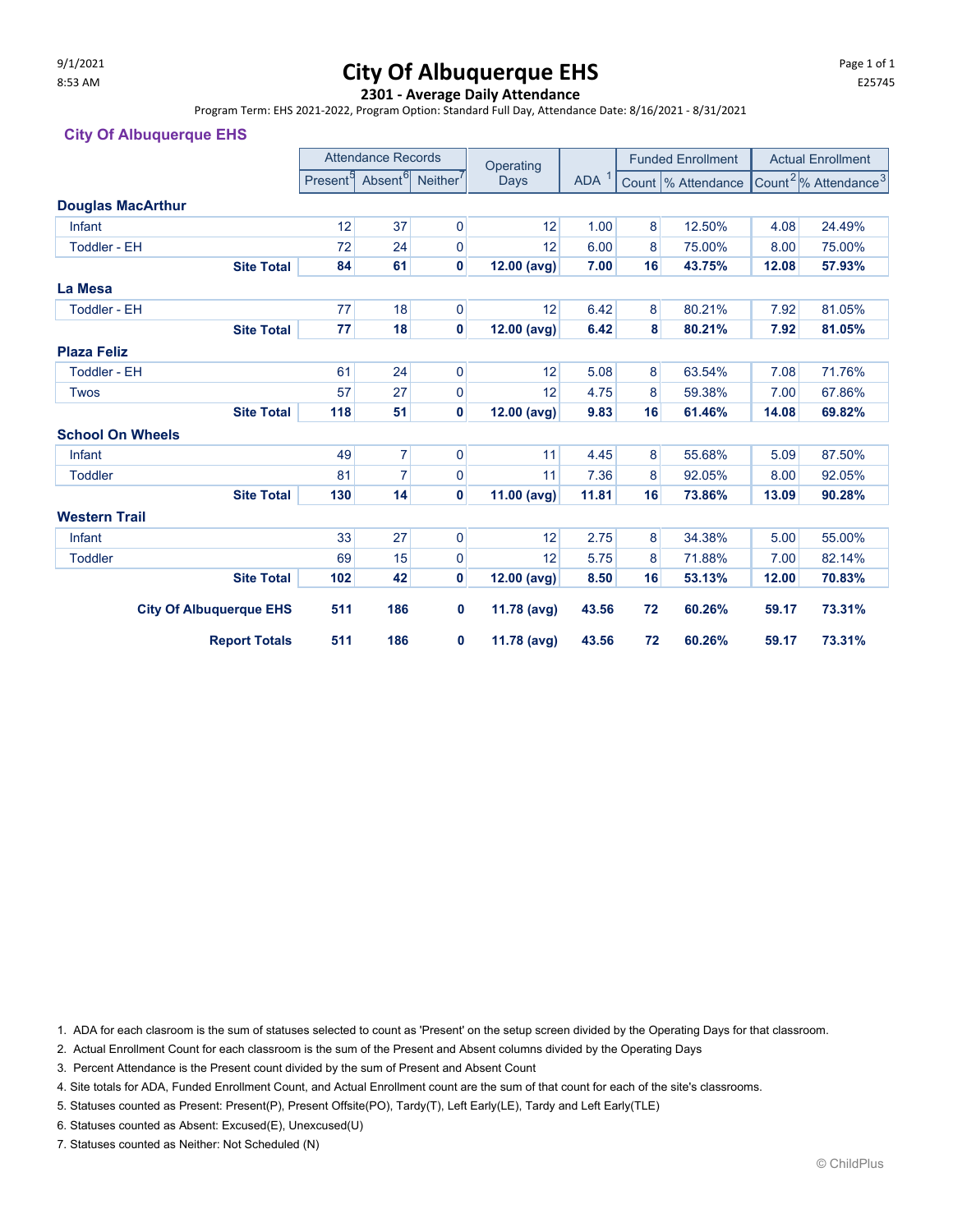# City Of Albuquerque EHS

## 2301 - Average Daily Attendance

Program Term: EHS 2021-2022, Program Option: Standard Full Day, Attendance Date: 8/16/2021 - 8/31/2021

### City Of Albuquerque EHS

| | Attendance Records | | | Operating Days | ADA [1] | Funded Enrollment | | Actual Enrollment | |
|---|---|---|---|---|---|---|---|---|---|
| | Present[5] | Absent[6] | Neither[7] | | | Count | % Attendance | Count[2] | % Attendance[3] |
| **Douglas MacArthur** | | | | | | | | | |
| Infant | 12 | 37 | 0 | 12 | 1.00 | 8 | 12.50% | 4.08 | 24.49% |
| Toddler - EH | 72 | 24 | 0 | 12 | 6.00 | 8 | 75.00% | 8.00 | 75.00% |
| **Site Total** | **84** | **61** | **0** | **12.00 (avg)** | **7.00** | **16** | **43.75%** | **12.08** | **57.93%** |
| **La Mesa** | | | | | | | | | |
| Toddler - EH | 77 | 18 | 0 | 12 | 6.42 | 8 | 80.21% | 7.92 | 81.05% |
| **Site Total** | **77** | **18** | **0** | **12.00 (avg)** | **6.42** | **8** | **80.21%** | **7.92** | **81.05%** |
| **Plaza Feliz** | | | | | | | | | |
| Toddler - EH | 61 | 24 | 0 | 12 | 5.08 | 8 | 63.54% | 7.08 | 71.76% |
| Twos | 57 | 27 | 0 | 12 | 4.75 | 8 | 59.38% | 7.00 | 67.86% |
| **Site Total** | **118** | **51** | **0** | **12.00 (avg)** | **9.83** | **16** | **61.46%** | **14.08** | **69.82%** |
| **School On Wheels** | | | | | | | | | |
| Infant | 49 | 7 | 0 | 11 | 4.45 | 8 | 55.68% | 5.09 | 87.50% |
| Toddler | 81 | 7 | 0 | 11 | 7.36 | 8 | 92.05% | 8.00 | 92.05% |
| **Site Total** | **130** | **14** | **0** | **11.00 (avg)** | **11.81** | **16** | **73.86%** | **13.09** | **90.28%** |
| **Western Trail** | | | | | | | | | |
| Infant | 33 | 27 | 0 | 12 | 2.75 | 8 | 34.38% | 5.00 | 55.00% |
| Toddler | 69 | 15 | 0 | 12 | 5.75 | 8 | 71.88% | 7.00 | 82.14% |
| **Site Total** | **102** | **42** | **0** | **12.00 (avg)** | **8.50** | **16** | **53.13%** | **12.00** | **70.83%** |
| **City Of Albuquerque EHS** | **511** | **186** | **0** | **11.78 (avg)** | **43.56** | **72** | **60.26%** | **59.17** | **73.31%** |
| **Report Totals** | **511** | **186** | **0** | **11.78 (avg)** | **43.56** | **72** | **60.26%** | **59.17** | **73.31%** |

1. ADA for each claroom is the sum of statuses selected to count as 'Present' on the setup screen divided by the Operating Days for that classroom.
2. Actual Enrollment Count for each classroom is the sum of the Present and Absent columns divided by the Operating Days
3. Percent Attendance is the Present count divided by the sum of Present and Absent Count
4. Site totals for ADA, Funded Enrollment Count, and Actual Enrollment count are the sum of that count for each of the site's classrooms.
5. Statuses counted as Present: Present(P), Present Offsite(PO), Tardy(T), Left Early(LE), Tardy and Left Early(TLE)
6. Statuses counted as Absent: Excused(E), Unexcused(U)
7. Statuses counted as Neither: Not Scheduled (N)

© ChildPlus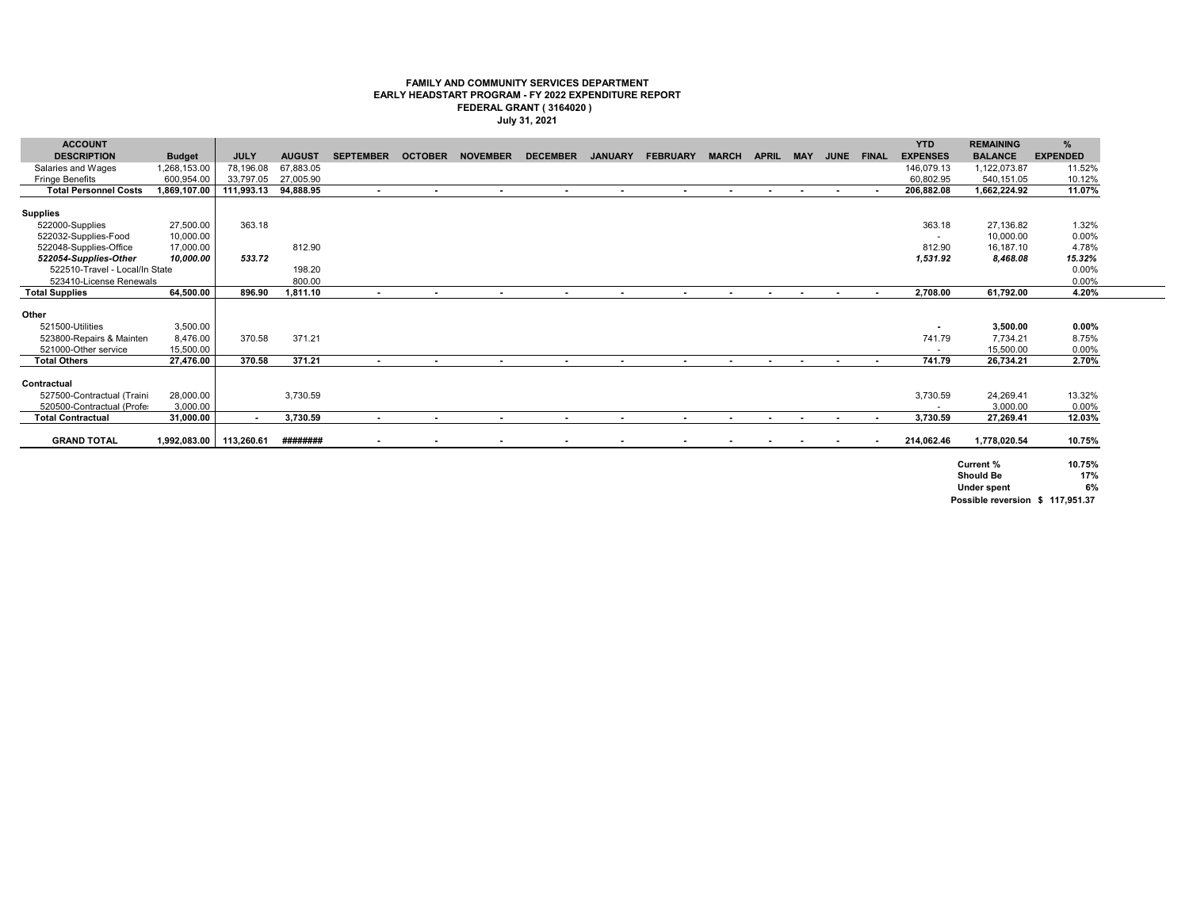**FAMILY AND COMMUNITY SERVICES DEPARTMENT**
**EARLY HEADSTART PROGRAM - FY 2022 EXPENDITURE REPORT**
**FEDERAL GRANT ( 3164020 )**
**July 31, 2021**

| ACCOUNT DESCRIPTION | Budget | JULY | AUGUST | SEPTEMBER | OCTOBER | NOVEMBER | DECEMBER | JANUARY | FEBRUARY | MARCH | APRIL | MAY | JUNE | FINAL | YTD EXPENSES | REMAINING BALANCE | % EXPENDED |
|---|---|---|---|---|---|---|---|---|---|---|---|---|---|---|---|---|---|
| Salaries and Wages | 1,268,153.00 | 78,196.08 | 67,883.05 | | | | | | | | | | | | 146,079.13 | 1,122,073.87 | 11.52% |
| Fringe Benefits | 600,954.00 | 33,797.05 | 27,005.90 | | | | | | | | | | | | 60,802.95 | 540,151.05 | 10.12% |
| **Total Personnel Costs** | **1,869,107.00** | **111,993.13** | **94,888.95** | **-** | **-** | **-** | **-** | **-** | **-** | **-** | **-** | **-** | **-** | **-** | **206,882.08** | **1,662,224.92** | **11.07%** |
| **Supplies** | | | | | | | | | | | | | | | | | |
| 522000-Supplies | 27,500.00 | 363.18 | | | | | | | | | | | | | 363.18 | 27,136.82 | 1.32% |
| 522032-Supplies-Food | 10,000.00 | | | | | | | | | | | | | | - | 10,000.00 | 0.00% |
| 522048-Supplies-Office | 17,000.00 | | 812.90 | | | | | | | | | | | | 812.90 | 16,187.10 | 4.78% |
| ***522054-Supplies-Other*** | ***10,000.00*** | ***533.72*** | | | | | | | | | | | | | ***1,531.92*** | ***8,468.08*** | ***15.32%*** |
| 522510-Travel - Local/In State | | | 198.20 | | | | | | | | | | | | | | 0.00% |
| 523410-License Renewals | | | 800.00 | | | | | | | | | | | | | | 0.00% |
| **Total Supplies** | **64,500.00** | **896.90** | **1,811.10** | **-** | **-** | **-** | **-** | **-** | **-** | **-** | **-** | **-** | **-** | **-** | **2,708.00** | **61,792.00** | **4.20%** |
| **Other** | | | | | | | | | | | | | | | | | |
| 521500-Utilities | 3,500.00 | | | | | | | | | | | | | | **-** | **3,500.00** | **0.00%** |
| 523800-Repairs & Mainten | 8,476.00 | 370.58 | 371.21 | | | | | | | | | | | | 741.79 | 7,734.21 | 8.75% |
| 521000-Other service | 15,500.00 | | | | | | | | | | | | | | - | 15,500.00 | 0.00% |
| **Total Others** | **27,476.00** | **370.58** | **371.21** | **-** | **-** | **-** | **-** | **-** | **-** | **-** | **-** | **-** | **-** | **-** | **741.79** | **26,734.21** | **2.70%** |
| **Contractual** | | | | | | | | | | | | | | | | | |
| 527500-Contractual (Traini | 28,000.00 | | 3,730.59 | | | | | | | | | | | | 3,730.59 | 24,269.41 | 13.32% |
| 520500-Contractual (Profe | 3,000.00 | | | | | | | | | | | | | | - | 3,000.00 | 0.00% |
| **Total Contractual** | **31,000.00** | **-** | **3,730.59** | **-** | **-** | **-** | **-** | **-** | **-** | **-** | **-** | **-** | **-** | **-** | **3,730.59** | **27,269.41** | **12.03%** |
| **GRAND TOTAL** | **1,992,083.00** | **113,260.61** | **########** | **-** | **-** | **-** | **-** | **-** | **-** | **-** | **-** | **-** | **-** | **-** | **214,062.46** | **1,778,020.54** | **10.75%** |

| | |
|---|---|
| **Current %** | **10.75%** |
| **Should Be** | **17%** |
| **Under spent** | **6%** |
| **Possible reversion** | **$ 117,951.37** |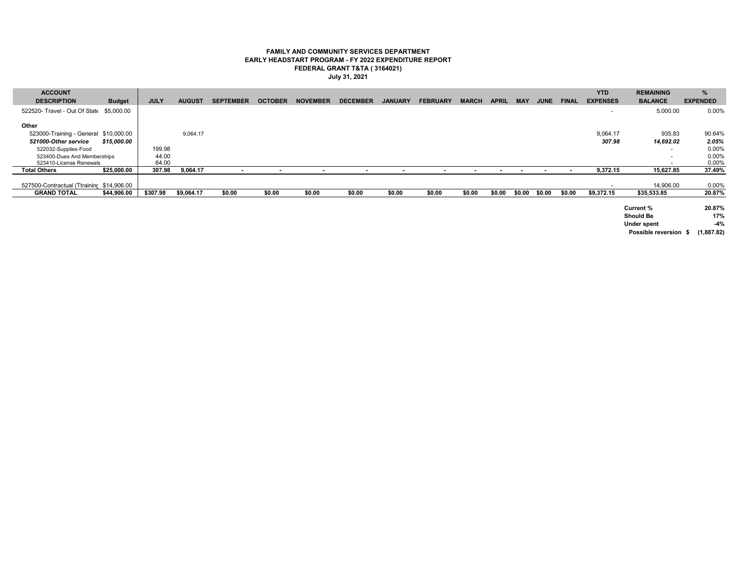**FAMILY AND COMMUNITY SERVICES DEPARTMENT**
**EARLY HEADSTART PROGRAM - FY 2022 EXPENDITURE REPORT**
**FEDERAL GRANT T&TA ( 3164021)**
**July 31, 2021**

| ACCOUNT DESCRIPTION | Budget | JULY | AUGUST | SEPTEMBER | OCTOBER | NOVEMBER | DECEMBER | JANUARY | FEBRUARY | MARCH | APRIL | MAY | JUNE | FINAL | YTD EXPENSES | REMAINING BALANCE | % EXPENDED |
|---|---|---|---|---|---|---|---|---|---|---|---|---|---|---|---|---|---|
| 522520- Travel - Out Of State | $5,000.00 | | | | | | | | | | | | | | - | 5,000.00 | 0.00% |
| **Other** | | | | | | | | | | | | | | | | | |
| 523000-Training - General | $10,000.00 | | 9,064.17 | | | | | | | | | | | | 9,064.17 | 935.83 | 90.64% |
| ***521000-Other service*** | ***$15,000.00*** | | | | | | | | | | | | | | ***307.98*** | ***14,692.02*** | ***2.05%*** |
| 522032-Supplies-Food | | 199.98 | | | | | | | | | | | | | | - | 0.00% |
| 523400-Dues And Memberships | | 44.00 | | | | | | | | | | | | | | - | 0.00% |
| 523410-License Renewals | | 64.00 | | | | | | | | | | | | | | - | 0.00% |
| **Total Others** | **$25,000.00** | **307.98** | **9,064.17** | **-** | **-** | **-** | **-** | **-** | **-** | **-** | **-** | **-** | **-** | **-** | **9,372.15** | **15,627.85** | **37.49%** |
| 527500-Contractual (Ttraining | $14,906.00 | | | | | | | | | | | | | | - | 14,906.00 | 0.00% |
| **GRAND TOTAL** | **$44,906.00** | **$307.98** | **$9,064.17** | **$0.00** | **$0.00** | **$0.00** | **$0.00** | **$0.00** | **$0.00** | **$0.00** | **$0.00** | **$0.00** | **$0.00** | **$0.00** | **$9,372.15** | **$35,533.85** | **20.87%** |

| | |
|---|---|
| **Current %** | **20.87%** |
| **Should Be** | **17%** |
| **Under spent** | **-4%** |
| **Possible reversion $** | **(1,887.82)** |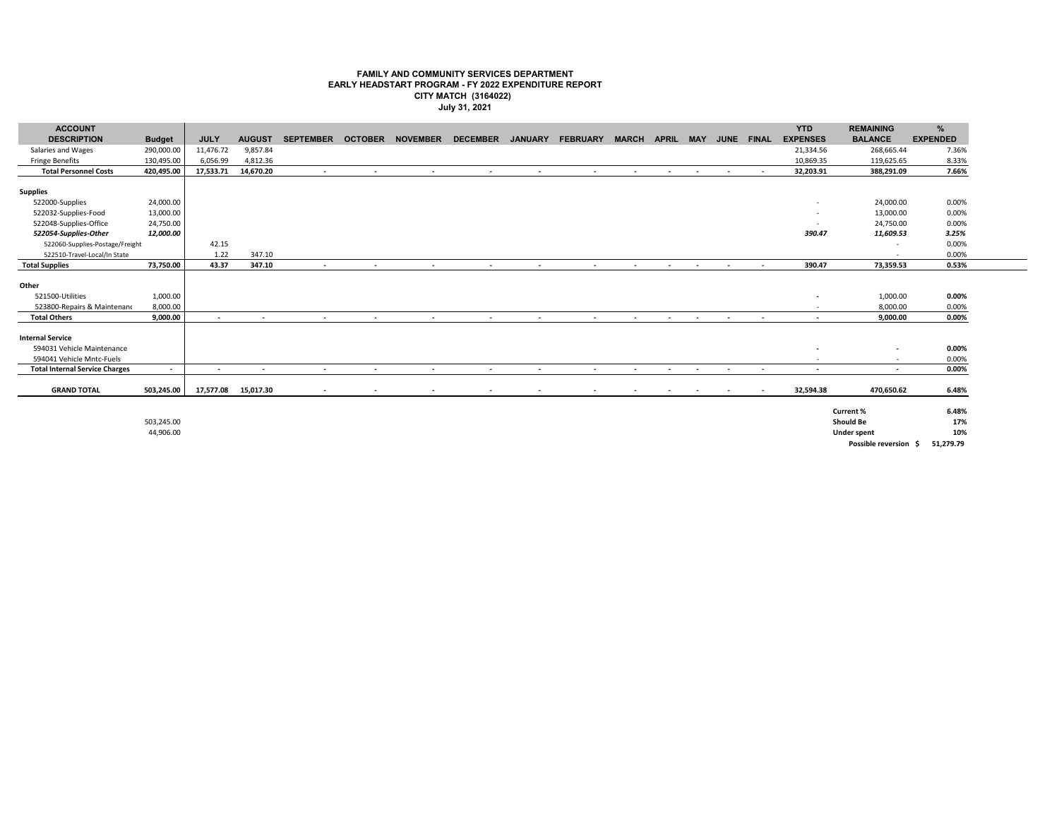**FAMILY AND COMMUNITY SERVICES DEPARTMENT**
**EARLY HEADSTART PROGRAM - FY 2022 EXPENDITURE REPORT**
**CITY MATCH (3164022)**
**July 31, 2021**

| ACCOUNT DESCRIPTION | Budget | JULY | AUGUST | SEPTEMBER | OCTOBER | NOVEMBER | DECEMBER | JANUARY | FEBRUARY | MARCH | APRIL | MAY | JUNE | FINAL | YTD EXPENSES | REMAINING BALANCE | % EXPENDED |
|---|---|---|---|---|---|---|---|---|---|---|---|---|---|---|---|---|---|
| Salaries and Wages | 290,000.00 | 11,476.72 | 9,857.84 | | | | | | | | | | | | 21,334.56 | 268,665.44 | 7.36% |
| Fringe Benefits | 130,495.00 | 6,056.99 | 4,812.36 | | | | | | | | | | | | 10,869.35 | 119,625.65 | 8.33% |
| **Total Personnel Costs** | **420,495.00** | **17,533.71** | **14,670.20** | - | - | - | - | - | - | - | - | - | - | - | **32,203.91** | **388,291.09** | **7.66%** |
| **Supplies** | | | | | | | | | | | | | | | | | |
| 522000-Supplies | 24,000.00 | | | | | | | | | | | | | | - | 24,000.00 | 0.00% |
| 522032-Supplies-Food | 13,000.00 | | | | | | | | | | | | | | - | 13,000.00 | 0.00% |
| 522048-Supplies-Office | 24,750.00 | | | | | | | | | | | | | | - | 24,750.00 | 0.00% |
| ***522054-Supplies-Other*** | ***12,000.00*** | | | | | | | | | | | | | | ***390.47*** | ***11,609.53*** | ***3.25%*** |
| 522060-Supplies-Postage/Freight | | 42.15 | | | | | | | | | | | | | | - | 0.00% |
| 522510-Travel-Local/In State | | 1.22 | 347.10 | | | | | | | | | | | | | - | 0.00% |
| **Total Supplies** | **73,750.00** | **43.37** | **347.10** | - | - | - | - | - | - | - | - | - | - | - | **390.47** | **73,359.53** | **0.53%** |
| **Other** | | | | | | | | | | | | | | | | | |
| 521500-Utilities | 1,000.00 | | | | | | | | | | | | | | - | 1,000.00 | **0.00%** |
| 523800-Repairs & Maintenanc | 8,000.00 | | | | | | | | | | | | | | - | 8,000.00 | 0.00% |
| **Total Others** | **9,000.00** | - | - | - | - | - | - | - | - | - | - | - | - | - | - | **9,000.00** | **0.00%** |
| **Internal Service** | | | | | | | | | | | | | | | | | |
| 594031 Vehicle Maintenance | | | | | | | | | | | | | | | - | - | **0.00%** |
| 594041 Vehicle Mntc-Fuels | | | | | | | | | | | | | | | - | - | 0.00% |
| **Total Internal Service Charges** | - | - | - | - | - | - | - | - | - | - | - | - | - | - | - | - | **0.00%** |
| **GRAND TOTAL** | **503,245.00** | **17,577.08** | **15,017.30** | - | - | - | - | - | - | - | - | - | - | - | **32,594.38** | **470,650.62** | **6.48%** |

503,245.00
44,906.00

| | |
|---|---|
| **Current %** | **6.48%** |
| **Should Be** | **17%** |
| **Under spent** | **10%** |
| **Possible reversion $** | **51,279.79** |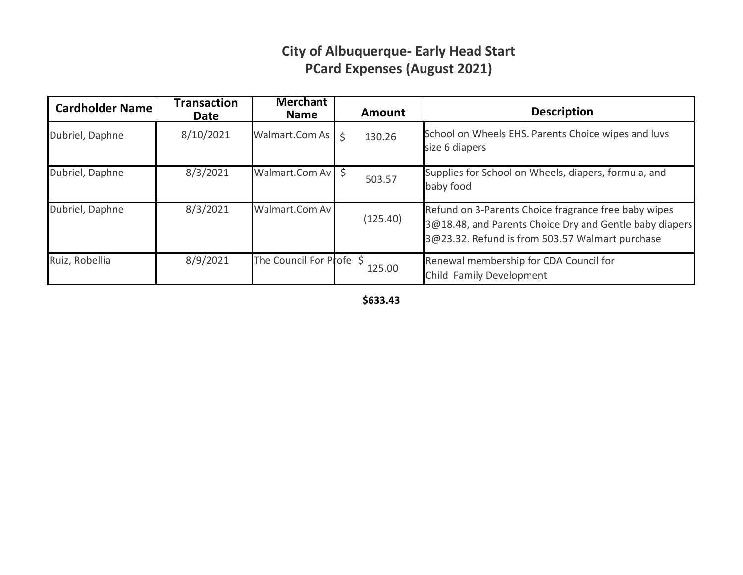# City of Albuquerque- Early Head Start
## PCard Expenses (August 2021)

| Cardholder Name | Transaction Date | Merchant Name | Amount | Description |
|---|---|---|---|---|
| Dubriel, Daphne | 8/10/2021 | Walmart.Com As | $ 130.26 | School on Wheels EHS. Parents Choice wipes and luvs size 6 diapers |
| Dubriel, Daphne | 8/3/2021 | Walmart.Com Av | $ 503.57 | Supplies for School on Wheels, diapers, formula, and baby food |
| Dubriel, Daphne | 8/3/2021 | Walmart.Com Av | (125.40) | Refund on 3-Parents Choice fragrance free baby wipes 3@18.48, and Parents Choice Dry and Gentle baby diapers 3@23.32. Refund is from 503.57 Walmart purchase |
| Ruiz, Robellia | 8/9/2021 | The Council For Profe | $ 125.00 | Renewal membership for CDA Council for Child Family Development |
| | | | **$633.43** | |